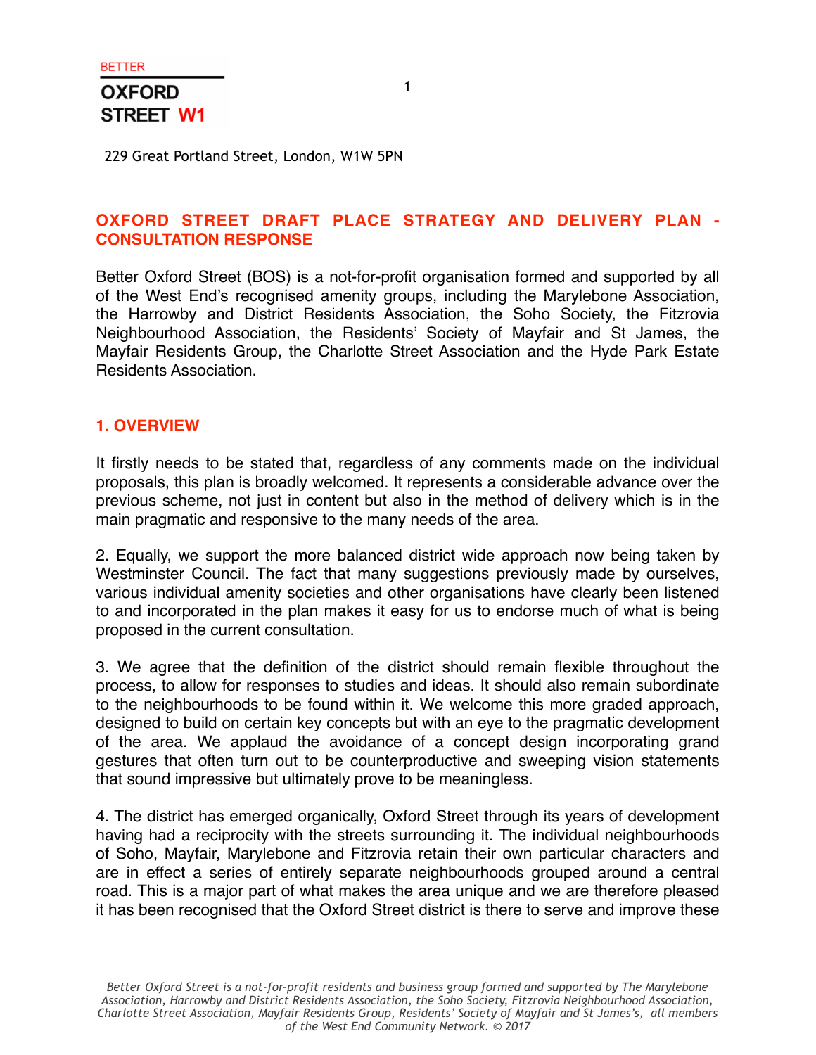BETTER

**OXFORD STREET W1**

229 Great Portland Street, London, W1W 5PN

# OXFORD STREET DRAFT PLACE STRATEGY AND DELIVERY PLAN - CONSULTATION RESPONSE

Better Oxford Street (BOS) is a not-for-profit organisation formed and supported by all of the West End's recognised amenity groups, including the Marylebone Association, the Harrowby and District Residents Association, the Soho Society, the Fitzrovia Neighbourhood Association, the Residents' Society of Mayfair and St James, the Mayfair Residents Group, the Charlotte Street Association and the Hyde Park Estate Residents Association.

## 1. OVERVIEW

It firstly needs to be stated that, regardless of any comments made on the individual proposals, this plan is broadly welcomed. It represents a considerable advance over the previous scheme, not just in content but also in the method of delivery which is in the main pragmatic and responsive to the many needs of the area.

2. Equally, we support the more balanced district wide approach now being taken by Westminster Council. The fact that many suggestions previously made by ourselves, various individual amenity societies and other organisations have clearly been listened to and incorporated in the plan makes it easy for us to endorse much of what is being proposed in the current consultation.

3. We agree that the definition of the district should remain flexible throughout the process, to allow for responses to studies and ideas. It should also remain subordinate to the neighbourhoods to be found within it. We welcome this more graded approach, designed to build on certain key concepts but with an eye to the pragmatic development of the area. We applaud the avoidance of a concept design incorporating grand gestures that often turn out to be counterproductive and sweeping vision statements that sound impressive but ultimately prove to be meaningless.

4. The district has emerged organically, Oxford Street through its years of development having had a reciprocity with the streets surrounding it. The individual neighbourhoods of Soho, Mayfair, Marylebone and Fitzrovia retain their own particular characters and are in effect a series of entirely separate neighbourhoods grouped around a central road. This is a major part of what makes the area unique and we are therefore pleased it has been recognised that the Oxford Street district is there to serve and improve these

*Better Oxford Street is a not-for-profit residents and business group formed and supported by The Marylebone Association, Harrowby and District Residents Association, the Soho Society, Fitzrovia Neighbourhood Association, Charlotte Street Association, Mayfair Residents Group, Residents' Society of Mayfair and St James's, all members of the West End Community Network. © 2017*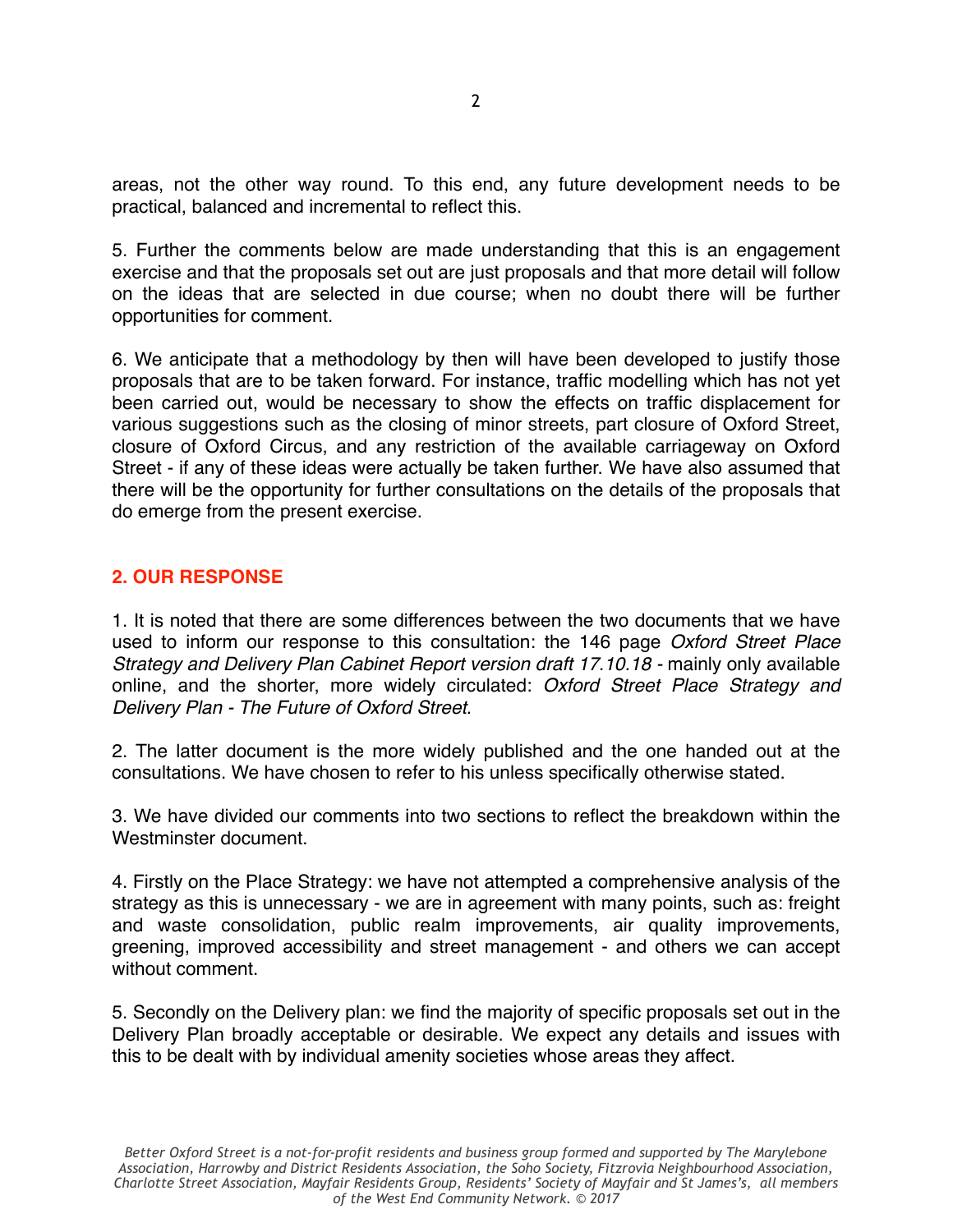areas, not the other way round. To this end, any future development needs to be practical, balanced and incremental to reflect this.

5. Further the comments below are made understanding that this is an engagement exercise and that the proposals set out are just proposals and that more detail will follow on the ideas that are selected in due course; when no doubt there will be further opportunities for comment.

6. We anticipate that a methodology by then will have been developed to justify those proposals that are to be taken forward. For instance, traffic modelling which has not yet been carried out, would be necessary to show the effects on traffic displacement for various suggestions such as the closing of minor streets, part closure of Oxford Street, closure of Oxford Circus, and any restriction of the available carriageway on Oxford Street - if any of these ideas were actually be taken further. We have also assumed that there will be the opportunity for further consultations on the details of the proposals that do emerge from the present exercise.

## 2. OUR RESPONSE

1. It is noted that there are some differences between the two documents that we have used to inform our response to this consultation: the 146 page *Oxford Street Place Strategy and Delivery Plan Cabinet Report version draft 17.10.18* - mainly only available online, and the shorter, more widely circulated: *Oxford Street Place Strategy and Delivery Plan - The Future of Oxford Street*.

2. The latter document is the more widely published and the one handed out at the consultations. We have chosen to refer to his unless specifically otherwise stated.

3. We have divided our comments into two sections to reflect the breakdown within the Westminster document.

4. Firstly on the Place Strategy: we have not attempted a comprehensive analysis of the strategy as this is unnecessary - we are in agreement with many points, such as: freight and waste consolidation, public realm improvements, air quality improvements, greening, improved accessibility and street management - and others we can accept without comment.

5. Secondly on the Delivery plan: we find the majority of specific proposals set out in the Delivery Plan broadly acceptable or desirable. We expect any details and issues with this to be dealt with by individual amenity societies whose areas they affect.

*Better Oxford Street is a not-for-profit residents and business group formed and supported by The Marylebone Association, Harrowby and District Residents Association, the Soho Society, Fitzrovia Neighbourhood Association, Charlotte Street Association, Mayfair Residents Group, Residents' Society of Mayfair and St James's, all members of the West End Community Network. © 2017*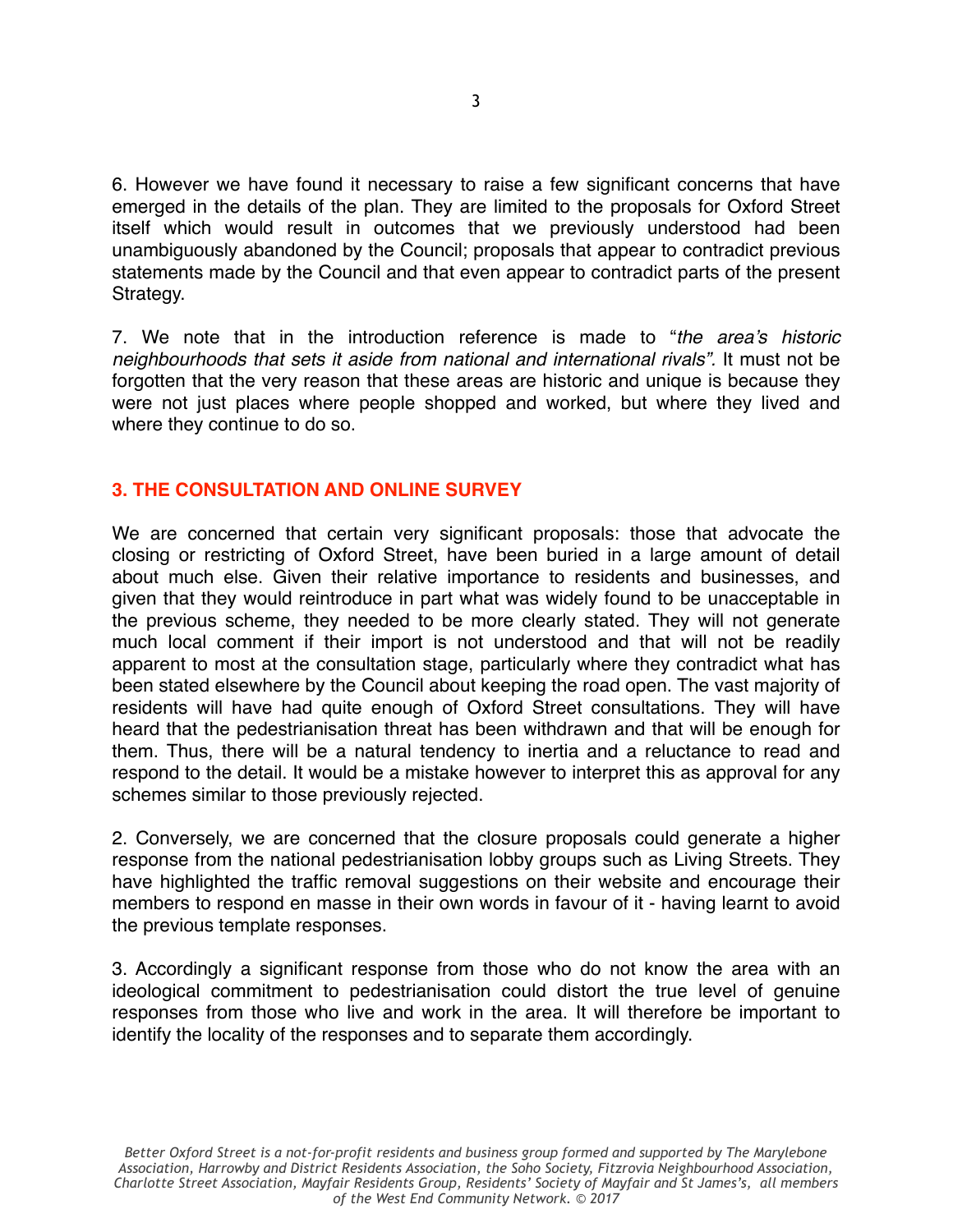6. However we have found it necessary to raise a few significant concerns that have emerged in the details of the plan. They are limited to the proposals for Oxford Street itself which would result in outcomes that we previously understood had been unambiguously abandoned by the Council; proposals that appear to contradict previous statements made by the Council and that even appear to contradict parts of the present Strategy.

7. We note that in the introduction reference is made to "*the area's historic neighbourhoods that sets it aside from national and international rivals".* It must not be forgotten that the very reason that these areas are historic and unique is because they were not just places where people shopped and worked, but where they lived and where they continue to do so.

## 3. THE CONSULTATION AND ONLINE SURVEY

We are concerned that certain very significant proposals: those that advocate the closing or restricting of Oxford Street, have been buried in a large amount of detail about much else. Given their relative importance to residents and businesses, and given that they would reintroduce in part what was widely found to be unacceptable in the previous scheme, they needed to be more clearly stated. They will not generate much local comment if their import is not understood and that will not be readily apparent to most at the consultation stage, particularly where they contradict what has been stated elsewhere by the Council about keeping the road open. The vast majority of residents will have had quite enough of Oxford Street consultations. They will have heard that the pedestrianisation threat has been withdrawn and that will be enough for them. Thus, there will be a natural tendency to inertia and a reluctance to read and respond to the detail. It would be a mistake however to interpret this as approval for any schemes similar to those previously rejected.

2. Conversely, we are concerned that the closure proposals could generate a higher response from the national pedestrianisation lobby groups such as Living Streets. They have highlighted the traffic removal suggestions on their website and encourage their members to respond en masse in their own words in favour of it - having learnt to avoid the previous template responses.

3. Accordingly a significant response from those who do not know the area with an ideological commitment to pedestrianisation could distort the true level of genuine responses from those who live and work in the area. It will therefore be important to identify the locality of the responses and to separate them accordingly.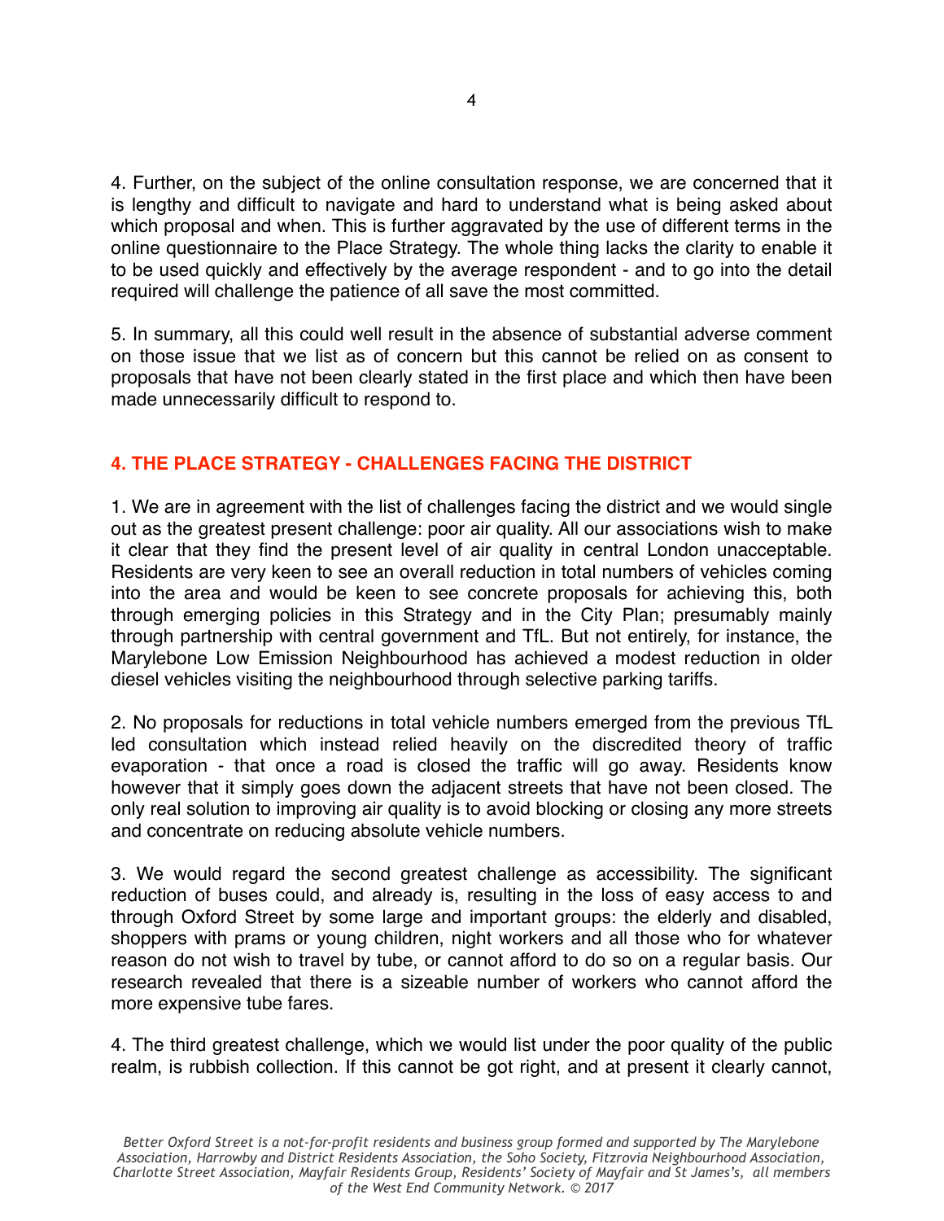4. Further, on the subject of the online consultation response, we are concerned that it is lengthy and difficult to navigate and hard to understand what is being asked about which proposal and when. This is further aggravated by the use of different terms in the online questionnaire to the Place Strategy. The whole thing lacks the clarity to enable it to be used quickly and effectively by the average respondent - and to go into the detail required will challenge the patience of all save the most committed.

5. In summary, all this could well result in the absence of substantial adverse comment on those issue that we list as of concern but this cannot be relied on as consent to proposals that have not been clearly stated in the first place and which then have been made unnecessarily difficult to respond to.

## 4. THE PLACE STRATEGY - CHALLENGES FACING THE DISTRICT

1. We are in agreement with the list of challenges facing the district and we would single out as the greatest present challenge: poor air quality. All our associations wish to make it clear that they find the present level of air quality in central London unacceptable. Residents are very keen to see an overall reduction in total numbers of vehicles coming into the area and would be keen to see concrete proposals for achieving this, both through emerging policies in this Strategy and in the City Plan; presumably mainly through partnership with central government and TfL. But not entirely, for instance, the Marylebone Low Emission Neighbourhood has achieved a modest reduction in older diesel vehicles visiting the neighbourhood through selective parking tariffs.

2. No proposals for reductions in total vehicle numbers emerged from the previous TfL led consultation which instead relied heavily on the discredited theory of traffic evaporation - that once a road is closed the traffic will go away. Residents know however that it simply goes down the adjacent streets that have not been closed. The only real solution to improving air quality is to avoid blocking or closing any more streets and concentrate on reducing absolute vehicle numbers.

3. We would regard the second greatest challenge as accessibility. The significant reduction of buses could, and already is, resulting in the loss of easy access to and through Oxford Street by some large and important groups: the elderly and disabled, shoppers with prams or young children, night workers and all those who for whatever reason do not wish to travel by tube, or cannot afford to do so on a regular basis. Our research revealed that there is a sizeable number of workers who cannot afford the more expensive tube fares.

4. The third greatest challenge, which we would list under the poor quality of the public realm, is rubbish collection. If this cannot be got right, and at present it clearly cannot,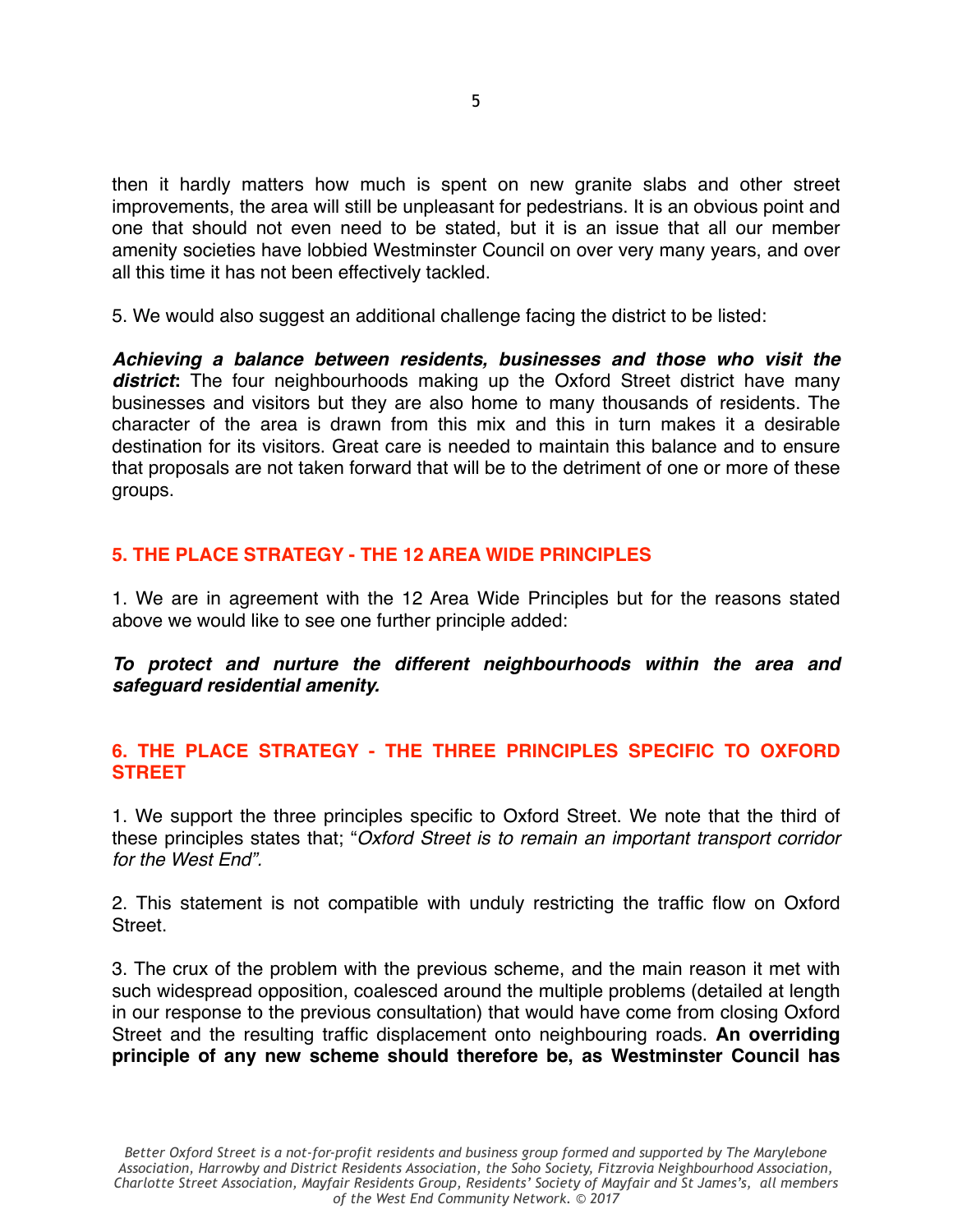then it hardly matters how much is spent on new granite slabs and other street improvements, the area will still be unpleasant for pedestrians. It is an obvious point and one that should not even need to be stated, but it is an issue that all our member amenity societies have lobbied Westminster Council on over very many years, and over all this time it has not been effectively tackled.

5. We would also suggest an additional challenge facing the district to be listed:

***Achieving a balance between residents, businesses and those who visit the district*:** The four neighbourhoods making up the Oxford Street district have many businesses and visitors but they are also home to many thousands of residents. The character of the area is drawn from this mix and this in turn makes it a desirable destination for its visitors. Great care is needed to maintain this balance and to ensure that proposals are not taken forward that will be to the detriment of one or more of these groups.

## 5. THE PLACE STRATEGY - THE 12 AREA WIDE PRINCIPLES

1. We are in agreement with the 12 Area Wide Principles but for the reasons stated above we would like to see one further principle added:

***To protect and nurture the different neighbourhoods within the area and safeguard residential amenity.***

## 6. THE PLACE STRATEGY - THE THREE PRINCIPLES SPECIFIC TO OXFORD STREET

1. We support the three principles specific to Oxford Street. We note that the third of these principles states that; "*Oxford Street is to remain an important transport corridor for the West End".*

2. This statement is not compatible with unduly restricting the traffic flow on Oxford Street.

3. The crux of the problem with the previous scheme, and the main reason it met with such widespread opposition, coalesced around the multiple problems (detailed at length in our response to the previous consultation) that would have come from closing Oxford Street and the resulting traffic displacement onto neighbouring roads. **An overriding principle of any new scheme should therefore be, as Westminster Council has**

*Better Oxford Street is a not-for-profit residents and business group formed and supported by The Marylebone Association, Harrowby and District Residents Association, the Soho Society, Fitzrovia Neighbourhood Association, Charlotte Street Association, Mayfair Residents Group, Residents' Society of Mayfair and St James's, all members of the West End Community Network. © 2017*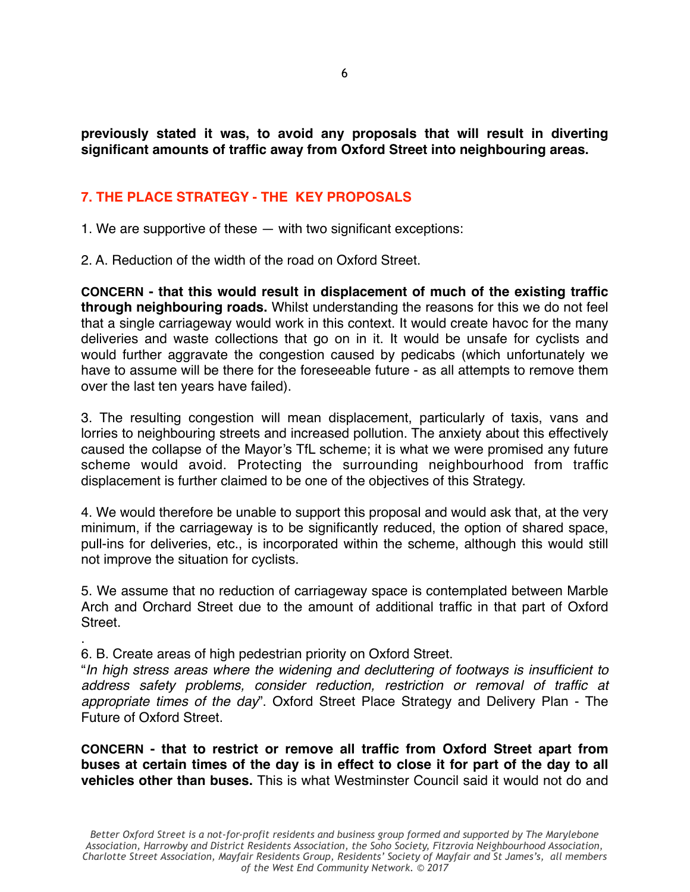**previously stated it was, to avoid any proposals that will result in diverting significant amounts of traffic away from Oxford Street into neighbouring areas.**

## 7. THE PLACE STRATEGY - THE KEY PROPOSALS

1. We are supportive of these — with two significant exceptions:

2. A. Reduction of the width of the road on Oxford Street.

**CONCERN - that this would result in displacement of much of the existing traffic through neighbouring roads.** Whilst understanding the reasons for this we do not feel that a single carriageway would work in this context. It would create havoc for the many deliveries and waste collections that go on in it. It would be unsafe for cyclists and would further aggravate the congestion caused by pedicabs (which unfortunately we have to assume will be there for the foreseeable future - as all attempts to remove them over the last ten years have failed).

3. The resulting congestion will mean displacement, particularly of taxis, vans and lorries to neighbouring streets and increased pollution. The anxiety about this effectively caused the collapse of the Mayor's TfL scheme; it is what we were promised any future scheme would avoid. Protecting the surrounding neighbourhood from traffic displacement is further claimed to be one of the objectives of this Strategy.

4. We would therefore be unable to support this proposal and would ask that, at the very minimum, if the carriageway is to be significantly reduced, the option of shared space, pull-ins for deliveries, etc., is incorporated within the scheme, although this would still not improve the situation for cyclists.

5. We assume that no reduction of carriageway space is contemplated between Marble Arch and Orchard Street due to the amount of additional traffic in that part of Oxford Street.

.
6. B. Create areas of high pedestrian priority on Oxford Street.
"*In high stress areas where the widening and decluttering of footways is insufficient to address safety problems, consider reduction, restriction or removal of traffic at appropriate times of the day*". Oxford Street Place Strategy and Delivery Plan - The Future of Oxford Street.

**CONCERN - that to restrict or remove all traffic from Oxford Street apart from buses at certain times of the day is in effect to close it for part of the day to all vehicles other than buses.** This is what Westminster Council said it would not do and

*Better Oxford Street is a not-for-profit residents and business group formed and supported by The Marylebone Association, Harrowby and District Residents Association, the Soho Society, Fitzrovia Neighbourhood Association, Charlotte Street Association, Mayfair Residents Group, Residents' Society of Mayfair and St James's, all members of the West End Community Network. © 2017*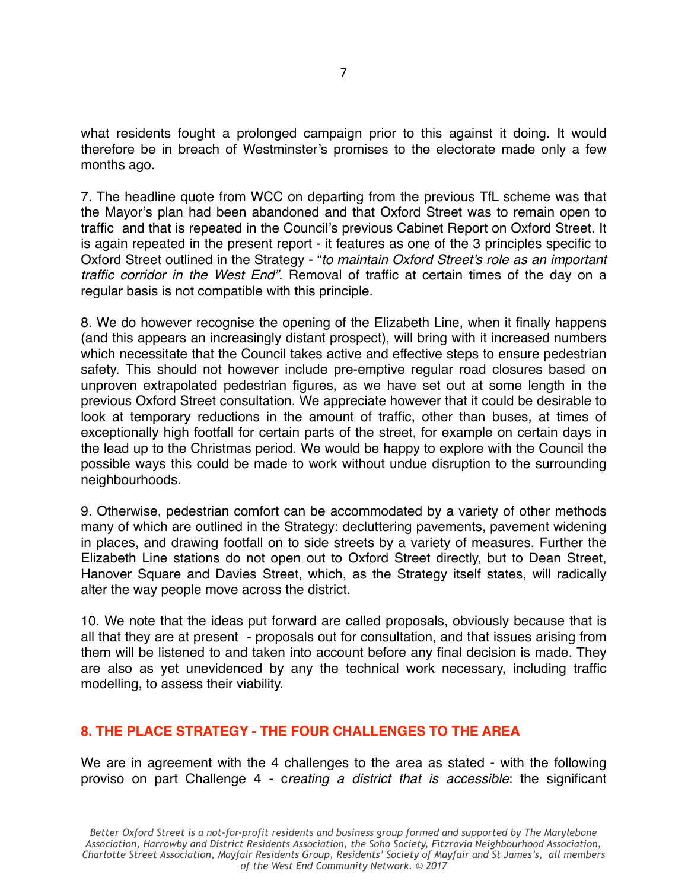what residents fought a prolonged campaign prior to this against it doing. It would therefore be in breach of Westminster's promises to the electorate made only a few months ago.

7. The headline quote from WCC on departing from the previous TfL scheme was that the Mayor's plan had been abandoned and that Oxford Street was to remain open to traffic and that is repeated in the Council's previous Cabinet Report on Oxford Street. It is again repeated in the present report - it features as one of the 3 principles specific to Oxford Street outlined in the Strategy - "*to maintain Oxford Street's role as an important traffic corridor in the West End".* Removal of traffic at certain times of the day on a regular basis is not compatible with this principle.

8. We do however recognise the opening of the Elizabeth Line, when it finally happens (and this appears an increasingly distant prospect), will bring with it increased numbers which necessitate that the Council takes active and effective steps to ensure pedestrian safety. This should not however include pre-emptive regular road closures based on unproven extrapolated pedestrian figures, as we have set out at some length in the previous Oxford Street consultation. We appreciate however that it could be desirable to look at temporary reductions in the amount of traffic, other than buses, at times of exceptionally high footfall for certain parts of the street, for example on certain days in the lead up to the Christmas period. We would be happy to explore with the Council the possible ways this could be made to work without undue disruption to the surrounding neighbourhoods.

9. Otherwise, pedestrian comfort can be accommodated by a variety of other methods many of which are outlined in the Strategy: decluttering pavements, pavement widening in places, and drawing footfall on to side streets by a variety of measures. Further the Elizabeth Line stations do not open out to Oxford Street directly, but to Dean Street, Hanover Square and Davies Street, which, as the Strategy itself states, will radically alter the way people move across the district.

10. We note that the ideas put forward are called proposals, obviously because that is all that they are at present - proposals out for consultation, and that issues arising from them will be listened to and taken into account before any final decision is made. They are also as yet unevidenced by any the technical work necessary, including traffic modelling, to assess their viability.

## 8. THE PLACE STRATEGY - THE FOUR CHALLENGES TO THE AREA

We are in agreement with the 4 challenges to the area as stated - with the following proviso on part Challenge 4 - c*reating a district that is accessible*: the significant

*Better Oxford Street is a not-for-profit residents and business group formed and supported by The Marylebone Association, Harrowby and District Residents Association, the Soho Society, Fitzrovia Neighbourhood Association, Charlotte Street Association, Mayfair Residents Group, Residents' Society of Mayfair and St James's, all members of the West End Community Network. © 2017*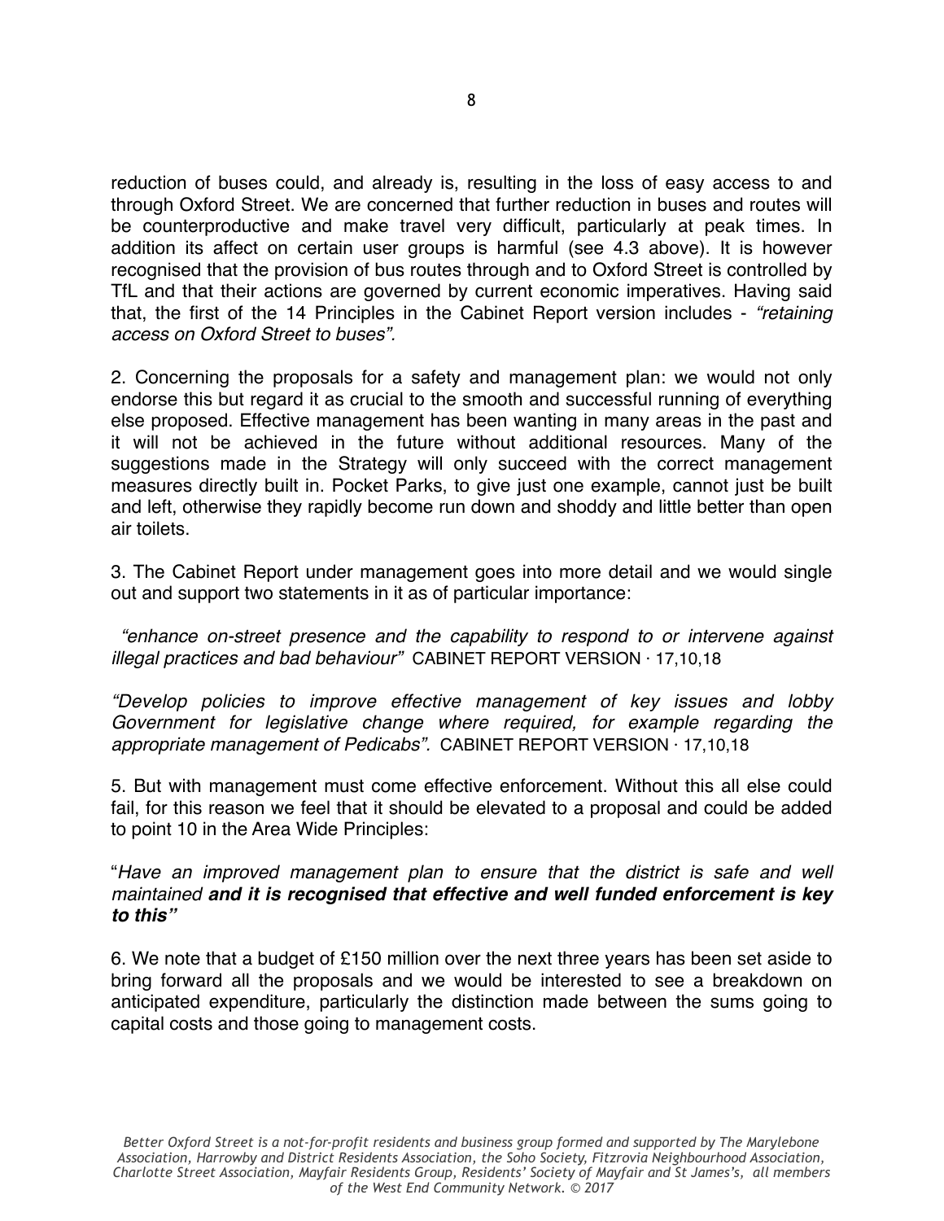reduction of buses could, and already is, resulting in the loss of easy access to and through Oxford Street. We are concerned that further reduction in buses and routes will be counterproductive and make travel very difficult, particularly at peak times. In addition its affect on certain user groups is harmful (see 4.3 above). It is however recognised that the provision of bus routes through and to Oxford Street is controlled by TfL and that their actions are governed by current economic imperatives. Having said that, the first of the 14 Principles in the Cabinet Report version includes - *"retaining access on Oxford Street to buses"*.

2. Concerning the proposals for a safety and management plan: we would not only endorse this but regard it as crucial to the smooth and successful running of everything else proposed. Effective management has been wanting in many areas in the past and it will not be achieved in the future without additional resources. Many of the suggestions made in the Strategy will only succeed with the correct management measures directly built in. Pocket Parks, to give just one example, cannot just be built and left, otherwise they rapidly become run down and shoddy and little better than open air toilets.

3. The Cabinet Report under management goes into more detail and we would single out and support two statements in it as of particular importance:

*"enhance on-street presence and the capability to respond to or intervene against illegal practices and bad behaviour"* CABINET REPORT VERSION · 17,10,18

*"Develop policies to improve effective management of key issues and lobby Government for legislative change where required, for example regarding the appropriate management of Pedicabs".* CABINET REPORT VERSION · 17,10,18

5. But with management must come effective enforcement. Without this all else could fail, for this reason we feel that it should be elevated to a proposal and could be added to point 10 in the Area Wide Principles:

"*Have an improved management plan to ensure that the district is safe and well maintained* ***and it is recognised that effective and well funded enforcement is key to this"***

6. We note that a budget of £150 million over the next three years has been set aside to bring forward all the proposals and we would be interested to see a breakdown on anticipated expenditure, particularly the distinction made between the sums going to capital costs and those going to management costs.

*Better Oxford Street is a not-for-profit residents and business group formed and supported by The Marylebone Association, Harrowby and District Residents Association, the Soho Society, Fitzrovia Neighbourhood Association, Charlotte Street Association, Mayfair Residents Group, Residents' Society of Mayfair and St James's, all members of the West End Community Network. © 2017*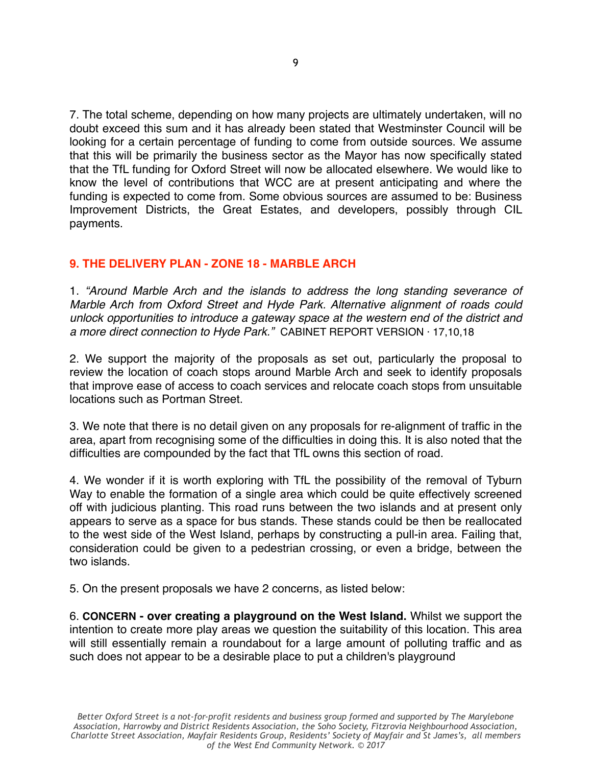7. The total scheme, depending on how many projects are ultimately undertaken, will no doubt exceed this sum and it has already been stated that Westminster Council will be looking for a certain percentage of funding to come from outside sources. We assume that this will be primarily the business sector as the Mayor has now specifically stated that the TfL funding for Oxford Street will now be allocated elsewhere. We would like to know the level of contributions that WCC are at present anticipating and where the funding is expected to come from. Some obvious sources are assumed to be: Business Improvement Districts, the Great Estates, and developers, possibly through CIL payments.

## 9. THE DELIVERY PLAN - ZONE 18 - MARBLE ARCH

1. *"Around Marble Arch and the islands to address the long standing severance of Marble Arch from Oxford Street and Hyde Park. Alternative alignment of roads could unlock opportunities to introduce a gateway space at the western end of the district and a more direct connection to Hyde Park."* CABINET REPORT VERSION · 17,10,18

2. We support the majority of the proposals as set out, particularly the proposal to review the location of coach stops around Marble Arch and seek to identify proposals that improve ease of access to coach services and relocate coach stops from unsuitable locations such as Portman Street.

3. We note that there is no detail given on any proposals for re-alignment of traffic in the area, apart from recognising some of the difficulties in doing this. It is also noted that the difficulties are compounded by the fact that TfL owns this section of road.

4. We wonder if it is worth exploring with TfL the possibility of the removal of Tyburn Way to enable the formation of a single area which could be quite effectively screened off with judicious planting. This road runs between the two islands and at present only appears to serve as a space for bus stands. These stands could be then be reallocated to the west side of the West Island, perhaps by constructing a pull-in area. Failing that, consideration could be given to a pedestrian crossing, or even a bridge, between the two islands.

5. On the present proposals we have 2 concerns, as listed below:

6. **CONCERN - over creating a playground on the West Island.** Whilst we support the intention to create more play areas we question the suitability of this location. This area will still essentially remain a roundabout for a large amount of polluting traffic and as such does not appear to be a desirable place to put a children's playground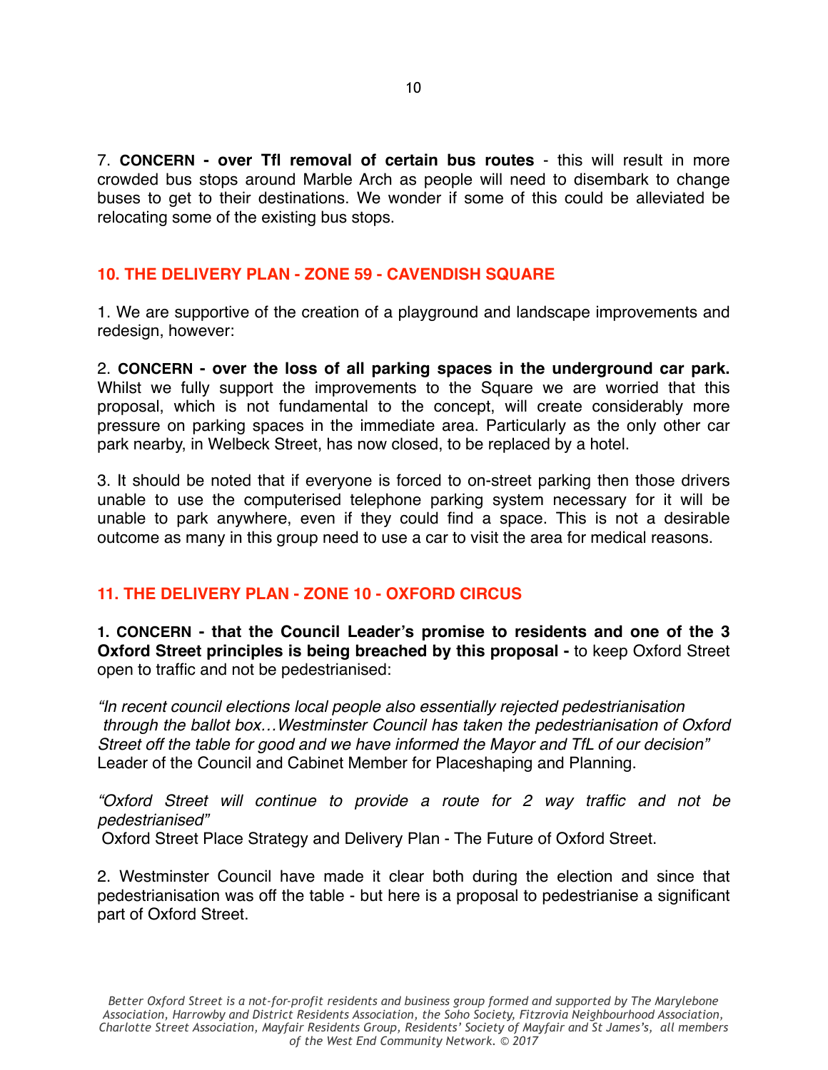7. **CONCERN - over Tfl removal of certain bus routes** - this will result in more crowded bus stops around Marble Arch as people will need to disembark to change buses to get to their destinations. We wonder if some of this could be alleviated be relocating some of the existing bus stops.

## 10. THE DELIVERY PLAN - ZONE 59 - CAVENDISH SQUARE

1. We are supportive of the creation of a playground and landscape improvements and redesign, however:

2. **CONCERN - over the loss of all parking spaces in the underground car park.** Whilst we fully support the improvements to the Square we are worried that this proposal, which is not fundamental to the concept, will create considerably more pressure on parking spaces in the immediate area. Particularly as the only other car park nearby, in Welbeck Street, has now closed, to be replaced by a hotel.

3. It should be noted that if everyone is forced to on-street parking then those drivers unable to use the computerised telephone parking system necessary for it will be unable to park anywhere, even if they could find a space. This is not a desirable outcome as many in this group need to use a car to visit the area for medical reasons.

## 11. THE DELIVERY PLAN - ZONE 10 - OXFORD CIRCUS

1. **CONCERN - that the Council Leader's promise to residents and one of the 3 Oxford Street principles is being breached by this proposal -** to keep Oxford Street open to traffic and not be pedestrianised:

*"In recent council elections local people also essentially rejected pedestrianisation through the ballot box…Westminster Council has taken the pedestrianisation of Oxford Street off the table for good and we have informed the Mayor and TfL of our decision"* Leader of the Council and Cabinet Member for Placeshaping and Planning.

*"Oxford Street will continue to provide a route for 2 way traffic and not be pedestrianised"*
Oxford Street Place Strategy and Delivery Plan - The Future of Oxford Street.

2. Westminster Council have made it clear both during the election and since that pedestrianisation was off the table - but here is a proposal to pedestrianise a significant part of Oxford Street.

*Better Oxford Street is a not-for-profit residents and business group formed and supported by The Marylebone Association, Harrowby and District Residents Association, the Soho Society, Fitzrovia Neighbourhood Association, Charlotte Street Association, Mayfair Residents Group, Residents' Society of Mayfair and St James's, all members of the West End Community Network. © 2017*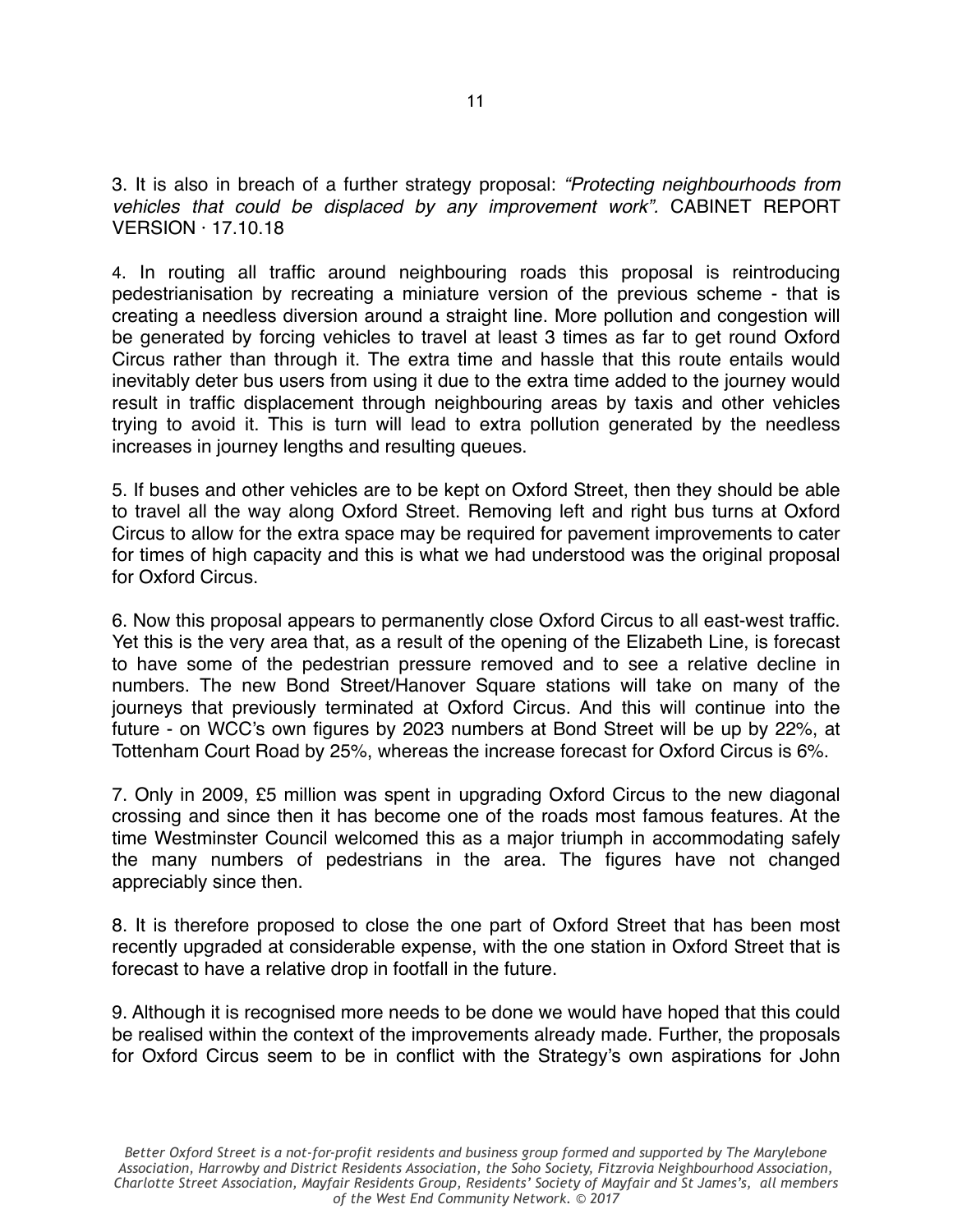3. It is also in breach of a further strategy proposal: *"Protecting neighbourhoods from vehicles that could be displaced by any improvement work".* CABINET REPORT VERSION · 17.10.18

4. In routing all traffic around neighbouring roads this proposal is reintroducing pedestrianisation by recreating a miniature version of the previous scheme - that is creating a needless diversion around a straight line. More pollution and congestion will be generated by forcing vehicles to travel at least 3 times as far to get round Oxford Circus rather than through it. The extra time and hassle that this route entails would inevitably deter bus users from using it due to the extra time added to the journey would result in traffic displacement through neighbouring areas by taxis and other vehicles trying to avoid it. This is turn will lead to extra pollution generated by the needless increases in journey lengths and resulting queues.

5. If buses and other vehicles are to be kept on Oxford Street, then they should be able to travel all the way along Oxford Street. Removing left and right bus turns at Oxford Circus to allow for the extra space may be required for pavement improvements to cater for times of high capacity and this is what we had understood was the original proposal for Oxford Circus.

6. Now this proposal appears to permanently close Oxford Circus to all east-west traffic. Yet this is the very area that, as a result of the opening of the Elizabeth Line, is forecast to have some of the pedestrian pressure removed and to see a relative decline in numbers. The new Bond Street/Hanover Square stations will take on many of the journeys that previously terminated at Oxford Circus. And this will continue into the future - on WCC's own figures by 2023 numbers at Bond Street will be up by 22%, at Tottenham Court Road by 25%, whereas the increase forecast for Oxford Circus is 6%.

7. Only in 2009, £5 million was spent in upgrading Oxford Circus to the new diagonal crossing and since then it has become one of the roads most famous features. At the time Westminster Council welcomed this as a major triumph in accommodating safely the many numbers of pedestrians in the area. The figures have not changed appreciably since then.

8. It is therefore proposed to close the one part of Oxford Street that has been most recently upgraded at considerable expense, with the one station in Oxford Street that is forecast to have a relative drop in footfall in the future.

9. Although it is recognised more needs to be done we would have hoped that this could be realised within the context of the improvements already made. Further, the proposals for Oxford Circus seem to be in conflict with the Strategy's own aspirations for John

*Better Oxford Street is a not-for-profit residents and business group formed and supported by The Marylebone Association, Harrowby and District Residents Association, the Soho Society, Fitzrovia Neighbourhood Association, Charlotte Street Association, Mayfair Residents Group, Residents' Society of Mayfair and St James's, all members of the West End Community Network. © 2017*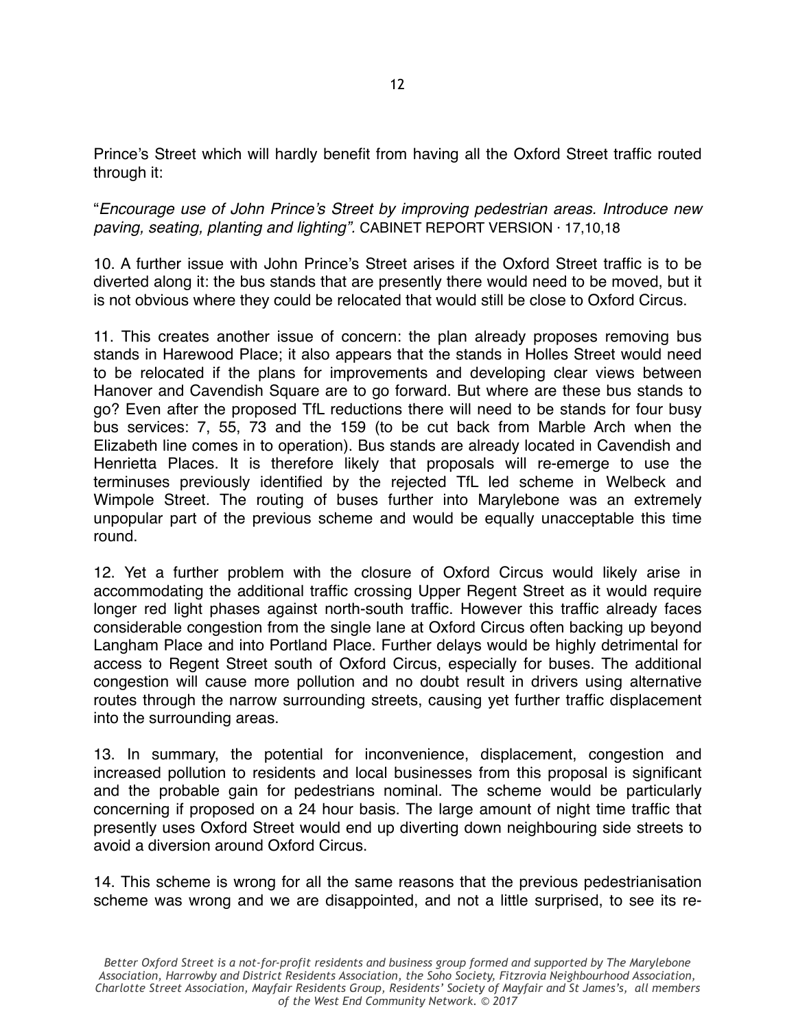Prince's Street which will hardly benefit from having all the Oxford Street traffic routed through it:

"*Encourage use of John Prince's Street by improving pedestrian areas. Introduce new paving, seating, planting and lighting".* CABINET REPORT VERSION · 17,10,18

10. A further issue with John Prince's Street arises if the Oxford Street traffic is to be diverted along it: the bus stands that are presently there would need to be moved, but it is not obvious where they could be relocated that would still be close to Oxford Circus.

11. This creates another issue of concern: the plan already proposes removing bus stands in Harewood Place; it also appears that the stands in Holles Street would need to be relocated if the plans for improvements and developing clear views between Hanover and Cavendish Square are to go forward. But where are these bus stands to go? Even after the proposed TfL reductions there will need to be stands for four busy bus services: 7, 55, 73 and the 159 (to be cut back from Marble Arch when the Elizabeth line comes in to operation). Bus stands are already located in Cavendish and Henrietta Places. It is therefore likely that proposals will re-emerge to use the terminuses previously identified by the rejected TfL led scheme in Welbeck and Wimpole Street. The routing of buses further into Marylebone was an extremely unpopular part of the previous scheme and would be equally unacceptable this time round.

12. Yet a further problem with the closure of Oxford Circus would likely arise in accommodating the additional traffic crossing Upper Regent Street as it would require longer red light phases against north-south traffic. However this traffic already faces considerable congestion from the single lane at Oxford Circus often backing up beyond Langham Place and into Portland Place. Further delays would be highly detrimental for access to Regent Street south of Oxford Circus, especially for buses. The additional congestion will cause more pollution and no doubt result in drivers using alternative routes through the narrow surrounding streets, causing yet further traffic displacement into the surrounding areas.

13. In summary, the potential for inconvenience, displacement, congestion and increased pollution to residents and local businesses from this proposal is significant and the probable gain for pedestrians nominal. The scheme would be particularly concerning if proposed on a 24 hour basis. The large amount of night time traffic that presently uses Oxford Street would end up diverting down neighbouring side streets to avoid a diversion around Oxford Circus.

14. This scheme is wrong for all the same reasons that the previous pedestrianisation scheme was wrong and we are disappointed, and not a little surprised, to see its re-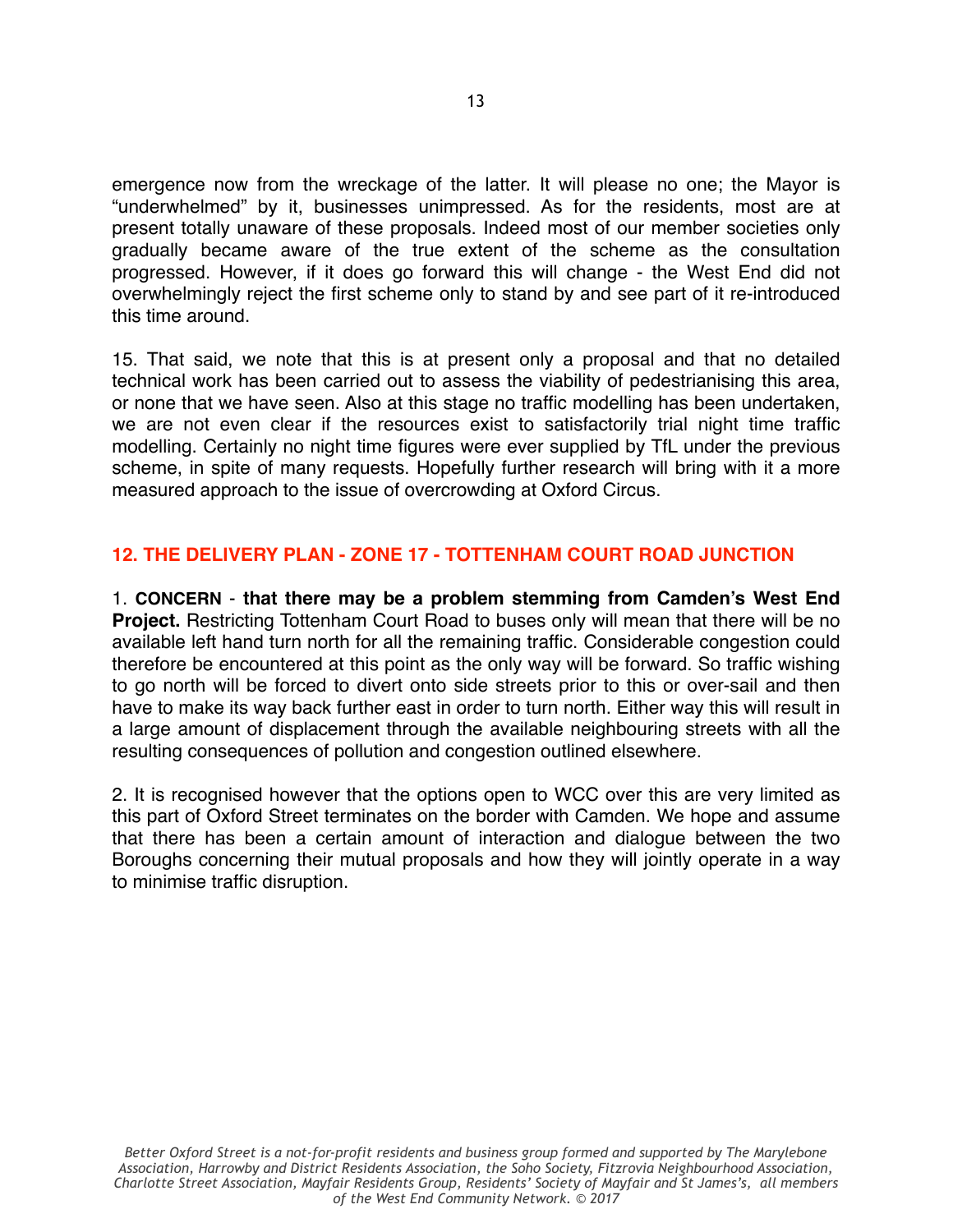emergence now from the wreckage of the latter. It will please no one; the Mayor is "underwhelmed" by it, businesses unimpressed. As for the residents, most are at present totally unaware of these proposals. Indeed most of our member societies only gradually became aware of the true extent of the scheme as the consultation progressed. However, if it does go forward this will change - the West End did not overwhelmingly reject the first scheme only to stand by and see part of it re-introduced this time around.

15. That said, we note that this is at present only a proposal and that no detailed technical work has been carried out to assess the viability of pedestrianising this area, or none that we have seen. Also at this stage no traffic modelling has been undertaken, we are not even clear if the resources exist to satisfactorily trial night time traffic modelling. Certainly no night time figures were ever supplied by TfL under the previous scheme, in spite of many requests. Hopefully further research will bring with it a more measured approach to the issue of overcrowding at Oxford Circus.

## 12. THE DELIVERY PLAN - ZONE 17 - TOTTENHAM COURT ROAD JUNCTION

1. **CONCERN** - **that there may be a problem stemming from Camden's West End Project.** Restricting Tottenham Court Road to buses only will mean that there will be no available left hand turn north for all the remaining traffic. Considerable congestion could therefore be encountered at this point as the only way will be forward. So traffic wishing to go north will be forced to divert onto side streets prior to this or over-sail and then have to make its way back further east in order to turn north. Either way this will result in a large amount of displacement through the available neighbouring streets with all the resulting consequences of pollution and congestion outlined elsewhere.

2. It is recognised however that the options open to WCC over this are very limited as this part of Oxford Street terminates on the border with Camden. We hope and assume that there has been a certain amount of interaction and dialogue between the two Boroughs concerning their mutual proposals and how they will jointly operate in a way to minimise traffic disruption.

*Better Oxford Street is a not-for-profit residents and business group formed and supported by The Marylebone Association, Harrowby and District Residents Association, the Soho Society, Fitzrovia Neighbourhood Association, Charlotte Street Association, Mayfair Residents Group, Residents' Society of Mayfair and St James's, all members of the West End Community Network. © 2017*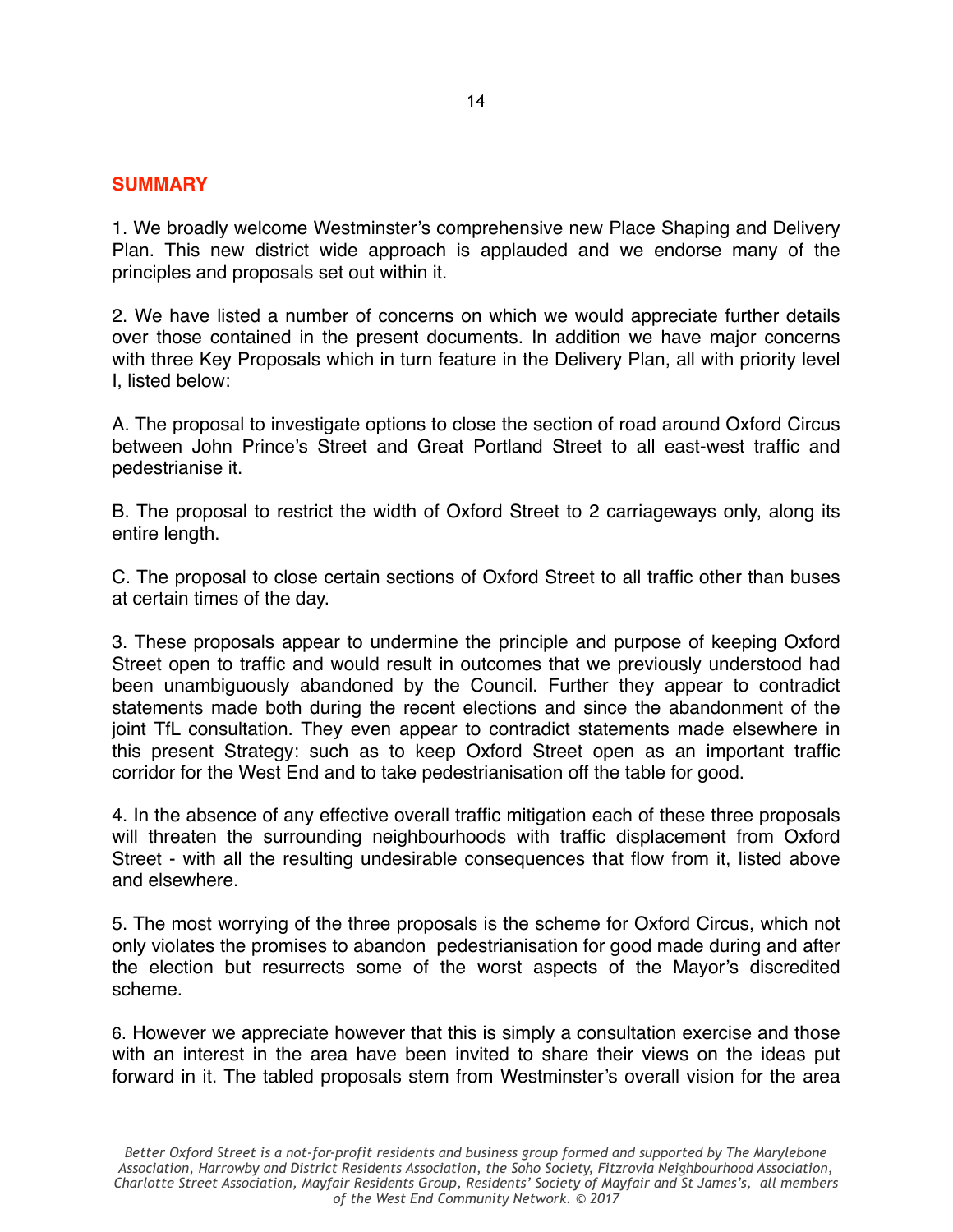## SUMMARY

1. We broadly welcome Westminster's comprehensive new Place Shaping and Delivery Plan. This new district wide approach is applauded and we endorse many of the principles and proposals set out within it.

2. We have listed a number of concerns on which we would appreciate further details over those contained in the present documents. In addition we have major concerns with three Key Proposals which in turn feature in the Delivery Plan, all with priority level I, listed below:

A. The proposal to investigate options to close the section of road around Oxford Circus between John Prince's Street and Great Portland Street to all east-west traffic and pedestrianise it.

B. The proposal to restrict the width of Oxford Street to 2 carriageways only, along its entire length.

C. The proposal to close certain sections of Oxford Street to all traffic other than buses at certain times of the day.

3. These proposals appear to undermine the principle and purpose of keeping Oxford Street open to traffic and would result in outcomes that we previously understood had been unambiguously abandoned by the Council. Further they appear to contradict statements made both during the recent elections and since the abandonment of the joint TfL consultation. They even appear to contradict statements made elsewhere in this present Strategy: such as to keep Oxford Street open as an important traffic corridor for the West End and to take pedestrianisation off the table for good.

4. In the absence of any effective overall traffic mitigation each of these three proposals will threaten the surrounding neighbourhoods with traffic displacement from Oxford Street - with all the resulting undesirable consequences that flow from it, listed above and elsewhere.

5. The most worrying of the three proposals is the scheme for Oxford Circus, which not only violates the promises to abandon pedestrianisation for good made during and after the election but resurrects some of the worst aspects of the Mayor's discredited scheme.

6. However we appreciate however that this is simply a consultation exercise and those with an interest in the area have been invited to share their views on the ideas put forward in it. The tabled proposals stem from Westminster's overall vision for the area

*Better Oxford Street is a not-for-profit residents and business group formed and supported by The Marylebone Association, Harrowby and District Residents Association, the Soho Society, Fitzrovia Neighbourhood Association, Charlotte Street Association, Mayfair Residents Group, Residents' Society of Mayfair and St James's, all members of the West End Community Network. © 2017*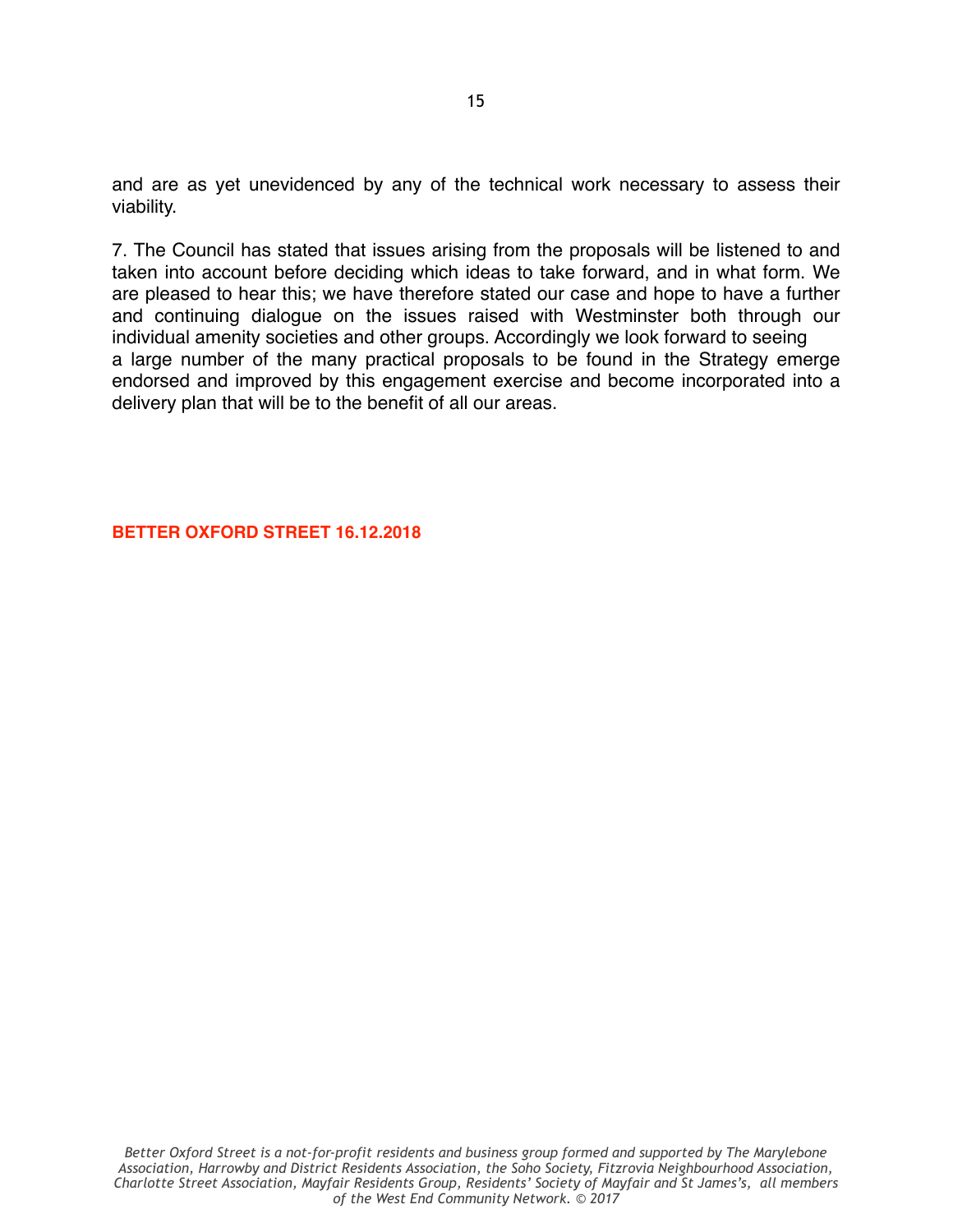and are as yet unevidenced by any of the technical work necessary to assess their viability.

7. The Council has stated that issues arising from the proposals will be listened to and taken into account before deciding which ideas to take forward, and in what form. We are pleased to hear this; we have therefore stated our case and hope to have a further and continuing dialogue on the issues raised with Westminster both through our individual amenity societies and other groups. Accordingly we look forward to seeing a large number of the many practical proposals to be found in the Strategy emerge endorsed and improved by this engagement exercise and become incorporated into a delivery plan that will be to the benefit of all our areas.

**BETTER OXFORD STREET 16.12.2018**

*Better Oxford Street is a not-for-profit residents and business group formed and supported by The Marylebone Association, Harrowby and District Residents Association, the Soho Society, Fitzrovia Neighbourhood Association, Charlotte Street Association, Mayfair Residents Group, Residents' Society of Mayfair and St James's, all members of the West End Community Network. © 2017*